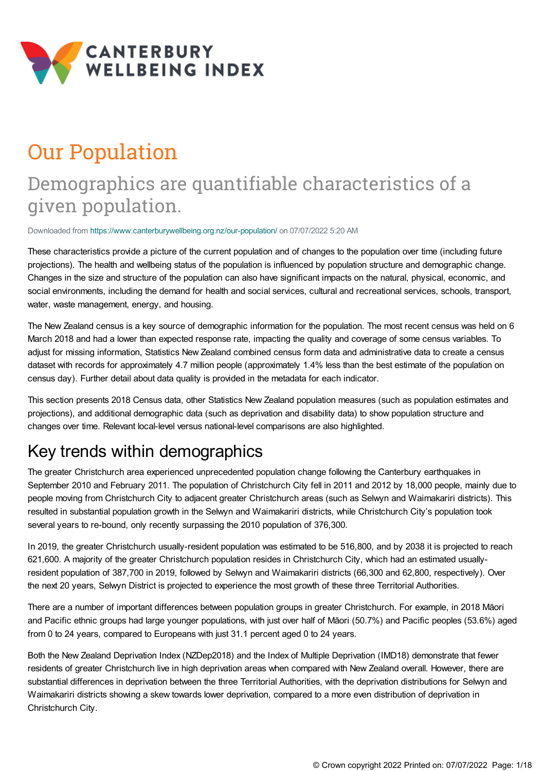# Our Population

## Demographics are quantifiable characteristics of a given population.

Downloaded from https://www.canterburywellbeing.org.nz/our-population/ on 07/07/2022 5:20 AM

These characteristics provide a picture of the current population and of changes to the population over time (including future projections). The health and wellbeing status of the population is influenced by population structure and demographic change. Changes in the size and structure of the population can also have significant impacts on the natural, physical, economic, and social environments, including the demand for health and social services, cultural and recreational services, schools, transport, water, waste management, energy, and housing.

The New Zealand census is a key source of demographic information for the population. The most recent census was held on 6 March 2018 and had a lower than expected response rate, impacting the quality and coverage of some census variables. To adjust for missing information, Statistics New Zealand combined census form data and administrative data to create a census dataset with records for approximately 4.7 million people (approximately 1.4% less than the best estimate of the population on census day). Further detail about data quality is provided in the metadata for each indicator.

This section presents 2018 Census data, other Statistics New Zealand population measures (such as population estimates and projections), and additional demographic data (such as deprivation and disability data) to show population structure and changes over time. Relevant local-level versus national-level comparisons are also highlighted.

## Key trends within demographics

The greater Christchurch area experienced unprecedented population change following the Canterbury earthquakes in September 2010 and February 2011. The population of Christchurch City fell in 2011 and 2012 by 18,000 people, mainly due to people moving from Christchurch City to adjacent greater Christchurch areas (such as Selwyn and Waimakariri districts). This resulted in substantial population growth in the Selwyn and Waimakariri districts, while Christchurch City's population took several years to re-bound, only recently surpassing the 2010 population of 376,300.

In 2019, the greater Christchurch usually-resident population was estimated to be 516,800, and by 2038 it is projected to reach 621,600. A majority of the greater Christchurch population resides in Christchurch City, which had an estimated usually-resident population of 387,700 in 2019, followed by Selwyn and Waimakariri districts (66,300 and 62,800, respectively). Over the next 20 years, Selwyn District is projected to experience the most growth of these three Territorial Authorities.

There are a number of important differences between population groups in greater Christchurch. For example, in 2018 Māori and Pacific ethnic groups had large younger populations, with just over half of Māori (50.7%) and Pacific peoples (53.6%) aged from 0 to 24 years, compared to Europeans with just 31.1 percent aged 0 to 24 years.

Both the New Zealand Deprivation Index (NZDep2018) and the Index of Multiple Deprivation (IMD18) demonstrate that fewer residents of greater Christchurch live in high deprivation areas when compared with New Zealand overall. However, there are substantial differences in deprivation between the three Territorial Authorities, with the deprivation distributions for Selwyn and Waimakariri districts showing a skew towards lower deprivation, compared to a more even distribution of deprivation in Christchurch City.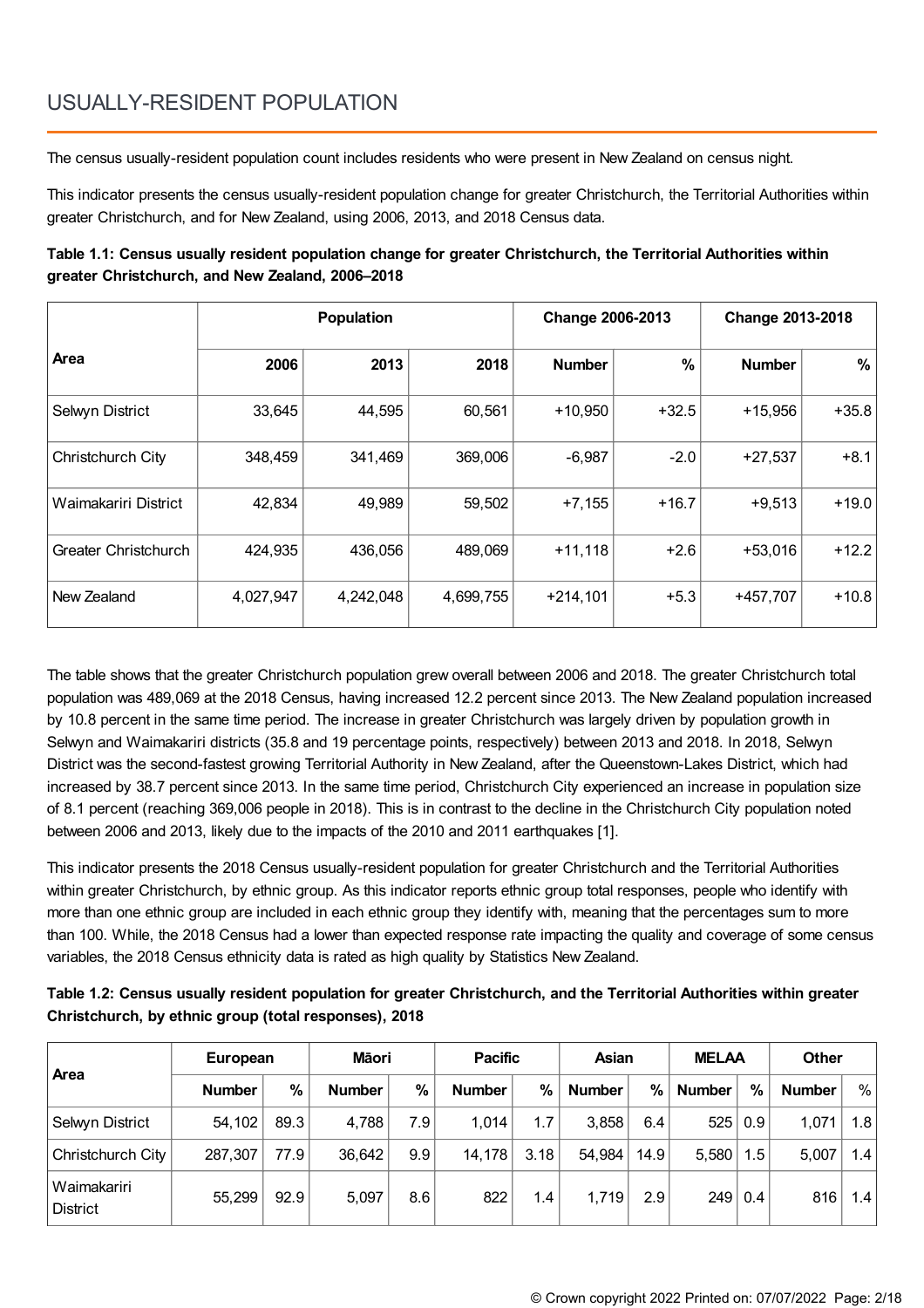# USUALLY-RESIDENT POPULATION

The census usually-resident population count includes residents who were present in New Zealand on census night.

This indicator presents the census usually-resident population change for greater Christchurch, the Territorial Authorities within greater Christchurch, and for New Zealand, using 2006, 2013, and 2018 Census data.

**Table 1.1: Census usually resident population change for greater Christchurch, the Territorial Authorities within greater Christchurch, and New Zealand, 2006–2018**

| Area | Population | | | Change 2006-2013 | | Change 2013-2018 | |
|---|---|---|---|---|---|---|---|
| | 2006 | 2013 | 2018 | Number | % | Number | % |
| Selwyn District | 33,645 | 44,595 | 60,561 | +10,950 | +32.5 | +15,956 | +35.8 |
| Christchurch City | 348,459 | 341,469 | 369,006 | -6,987 | -2.0 | +27,537 | +8.1 |
| Waimakariri District | 42,834 | 49,989 | 59,502 | +7,155 | +16.7 | +9,513 | +19.0 |
| Greater Christchurch | 424,935 | 436,056 | 489,069 | +11,118 | +2.6 | +53,016 | +12.2 |
| New Zealand | 4,027,947 | 4,242,048 | 4,699,755 | +214,101 | +5.3 | +457,707 | +10.8 |

The table shows that the greater Christchurch population grew overall between 2006 and 2018. The greater Christchurch total population was 489,069 at the 2018 Census, having increased 12.2 percent since 2013. The New Zealand population increased by 10.8 percent in the same time period. The increase in greater Christchurch was largely driven by population growth in Selwyn and Waimakariri districts (35.8 and 19 percentage points, respectively) between 2013 and 2018. In 2018, Selwyn District was the second-fastest growing Territorial Authority in New Zealand, after the Queenstown-Lakes District, which had increased by 38.7 percent since 2013. In the same time period, Christchurch City experienced an increase in population size of 8.1 percent (reaching 369,006 people in 2018). This is in contrast to the decline in the Christchurch City population noted between 2006 and 2013, likely due to the impacts of the 2010 and 2011 earthquakes [1].

This indicator presents the 2018 Census usually-resident population for greater Christchurch and the Territorial Authorities within greater Christchurch, by ethnic group. As this indicator reports ethnic group total responses, people who identify with more than one ethnic group are included in each ethnic group they identify with, meaning that the percentages sum to more than 100. While, the 2018 Census had a lower than expected response rate impacting the quality and coverage of some census variables, the 2018 Census ethnicity data is rated as high quality by Statistics New Zealand.

**Table 1.2: Census usually resident population for greater Christchurch, and the Territorial Authorities within greater Christchurch, by ethnic group (total responses), 2018**

| Area | European | | Māori | | Pacific | | Asian | | MELAA | | Other | |
|---|---|---|---|---|---|---|---|---|---|---|---|---|
| | Number | % | Number | % | Number | % | Number | % | Number | % | Number | % |
| Selwyn District | 54,102 | 89.3 | 4,788 | 7.9 | 1,014 | 1.7 | 3,858 | 6.4 | 525 | 0.9 | 1,071 | 1.8 |
| Christchurch City | 287,307 | 77.9 | 36,642 | 9.9 | 14,178 | 3.18 | 54,984 | 14.9 | 5,580 | 1.5 | 5,007 | 1.4 |
| Waimakariri District | 55,299 | 92.9 | 5,097 | 8.6 | 822 | 1.4 | 1,719 | 2.9 | 249 | 0.4 | 816 | 1.4 |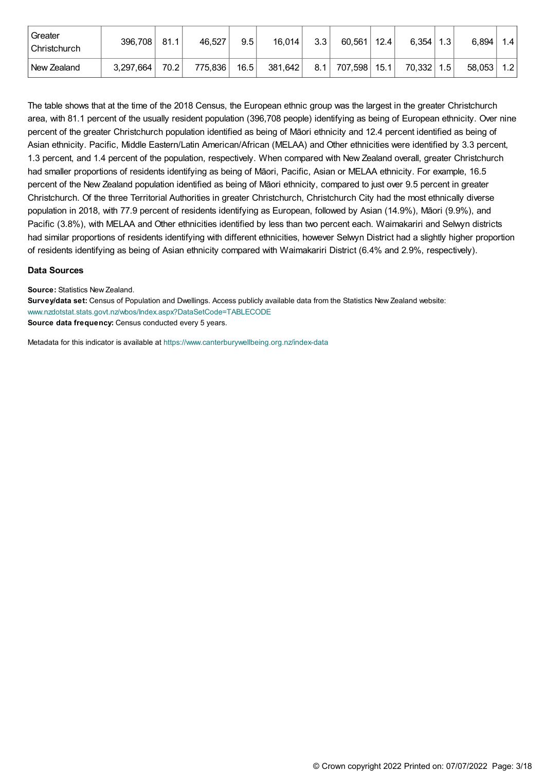| Greater Christchurch | 396,708 | 81.1 | 46,527 | 9.5 | 16,014 | 3.3 | 60,561 | 12.4 | 6,354 | 1.3 | 6,894 | 1.4 |
|---|---|---|---|---|---|---|---|---|---|---|---|---|
| New Zealand | 3,297,664 | 70.2 | 775,836 | 16.5 | 381,642 | 8.1 | 707,598 | 15.1 | 70,332 | 1.5 | 58,053 | 1.2 |

The table shows that at the time of the 2018 Census, the European ethnic group was the largest in the greater Christchurch area, with 81.1 percent of the usually resident population (396,708 people) identifying as being of European ethnicity. Over nine percent of the greater Christchurch population identified as being of Māori ethnicity and 12.4 percent identified as being of Asian ethnicity. Pacific, Middle Eastern/Latin American/African (MELAA) and Other ethnicities were identified by 3.3 percent, 1.3 percent, and 1.4 percent of the population, respectively. When compared with New Zealand overall, greater Christchurch had smaller proportions of residents identifying as being of Māori, Pacific, Asian or MELAA ethnicity. For example, 16.5 percent of the New Zealand population identified as being of Māori ethnicity, compared to just over 9.5 percent in greater Christchurch. Of the three Territorial Authorities in greater Christchurch, Christchurch City had the most ethnically diverse population in 2018, with 77.9 percent of residents identifying as European, followed by Asian (14.9%), Māori (9.9%), and Pacific (3.8%), with MELAA and Other ethnicities identified by less than two percent each. Waimakariri and Selwyn districts had similar proportions of residents identifying with different ethnicities, however Selwyn District had a slightly higher proportion of residents identifying as being of Asian ethnicity compared with Waimakariri District (6.4% and 2.9%, respectively).

### Data Sources

**Source:** Statistics New Zealand.
**Survey/data set:** Census of Population and Dwellings. Access publicly available data from the Statistics New Zealand website: www.nzdotstat.stats.govt.nz/wbos/Index.aspx?DataSetCode=TABLECODE
**Source data frequency:** Census conducted every 5 years.

Metadata for this indicator is available at https://www.canterburywellbeing.org.nz/index-data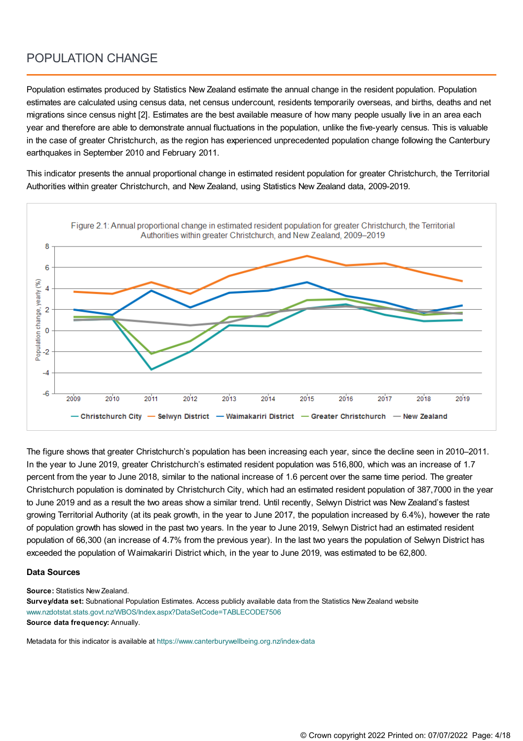# POPULATION CHANGE

Population estimates produced by Statistics New Zealand estimate the annual change in the resident population. Population estimates are calculated using census data, net census undercount, residents temporarily overseas, and births, deaths and net migrations since census night [2]. Estimates are the best available measure of how many people usually live in an area each year and therefore are able to demonstrate annual fluctuations in the population, unlike the five-yearly census. This is valuable in the case of greater Christchurch, as the region has experienced unprecedented population change following the Canterbury earthquakes in September 2010 and February 2011.

This indicator presents the annual proportional change in estimated resident population for greater Christchurch, the Territorial Authorities within greater Christchurch, and New Zealand, using Statistics New Zealand data, 2009-2019.

Figure 2.1: Annual proportional change in estimated resident population for greater Christchurch, the Territorial Authorities within greater Christchurch, and New Zealand, 2009–2019

The figure shows that greater Christchurch's population has been increasing each year, since the decline seen in 2010–2011. In the year to June 2019, greater Christchurch's estimated resident population was 516,800, which was an increase of 1.7 percent from the year to June 2018, similar to the national increase of 1.6 percent over the same time period. The greater Christchurch population is dominated by Christchurch City, which had an estimated resident population of 387,7000 in the year to June 2019 and as a result the two areas show a similar trend. Until recently, Selwyn District was New Zealand's fastest growing Territorial Authority (at its peak growth, in the year to June 2017, the population increased by 6.4%), however the rate of population growth has slowed in the past two years. In the year to June 2019, Selwyn District had an estimated resident population of 66,300 (an increase of 4.7% from the previous year). In the last two years the population of Selwyn District has exceeded the population of Waimakariri District which, in the year to June 2019, was estimated to be 62,800.

### Data Sources

**Source:** Statistics New Zealand.
**Survey/data set:** Subnational Population Estimates. Access publicly available data from the Statistics New Zealand website www.nzdotstat.stats.govt.nz/WBOS/Index.aspx?DataSetCode=TABLECODE7506
**Source data frequency:** Annually.

Metadata for this indicator is available at https://www.canterburywellbeing.org.nz/index-data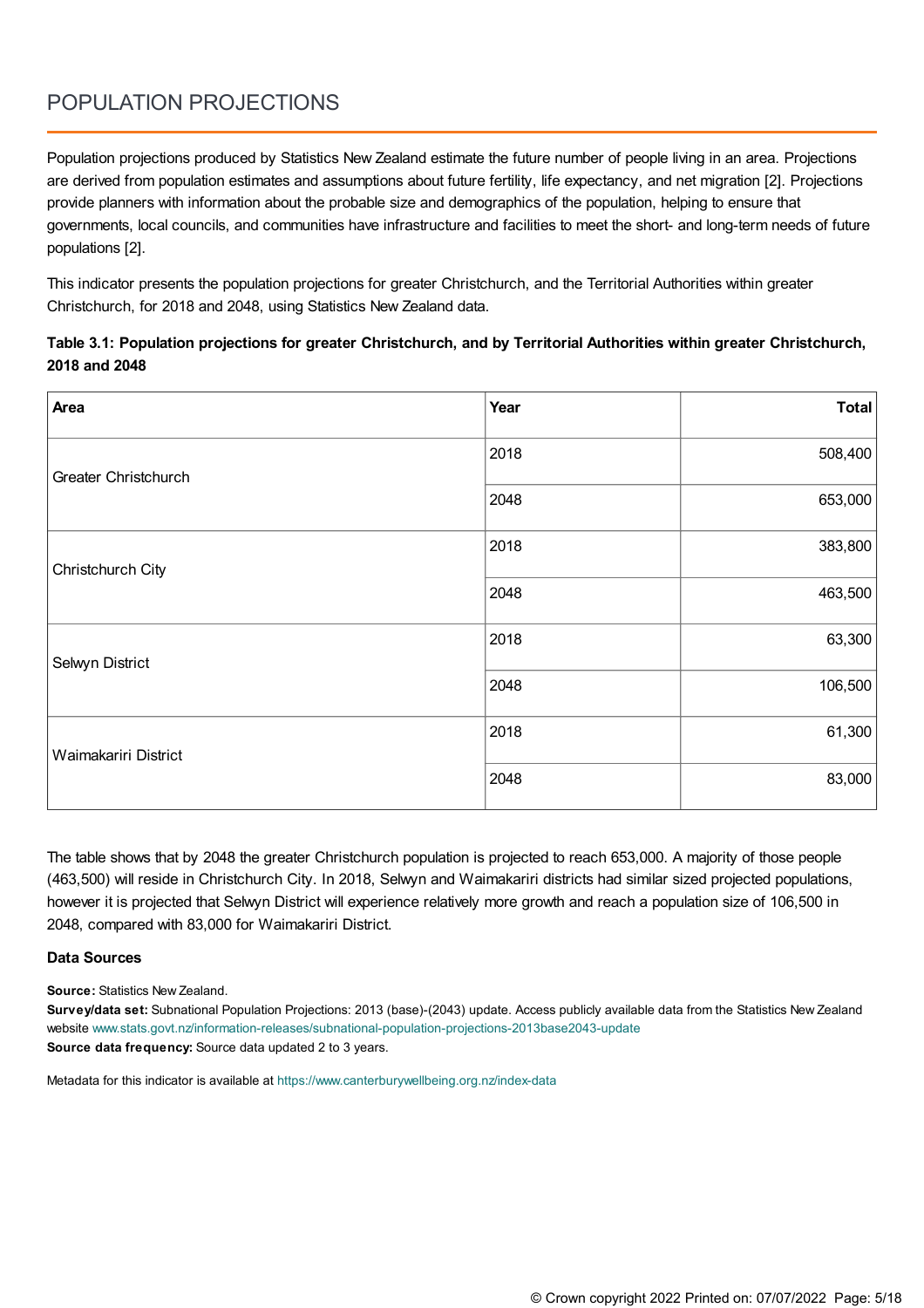# POPULATION PROJECTIONS

Population projections produced by Statistics New Zealand estimate the future number of people living in an area. Projections are derived from population estimates and assumptions about future fertility, life expectancy, and net migration [2]. Projections provide planners with information about the probable size and demographics of the population, helping to ensure that governments, local councils, and communities have infrastructure and facilities to meet the short- and long-term needs of future populations [2].

This indicator presents the population projections for greater Christchurch, and the Territorial Authorities within greater Christchurch, for 2018 and 2048, using Statistics New Zealand data.

**Table 3.1: Population projections for greater Christchurch, and by Territorial Authorities within greater Christchurch, 2018 and 2048**

| Area | Year | Total |
|---|---|---:|
| Greater Christchurch | 2018 | 508,400 |
| | 2048 | 653,000 |
| Christchurch City | 2018 | 383,800 |
| | 2048 | 463,500 |
| Selwyn District | 2018 | 63,300 |
| | 2048 | 106,500 |
| Waimakariri District | 2018 | 61,300 |
| | 2048 | 83,000 |

The table shows that by 2048 the greater Christchurch population is projected to reach 653,000. A majority of those people (463,500) will reside in Christchurch City. In 2018, Selwyn and Waimakariri districts had similar sized projected populations, however it is projected that Selwyn District will experience relatively more growth and reach a population size of 106,500 in 2048, compared with 83,000 for Waimakariri District.

### Data Sources

**Source:** Statistics New Zealand.
**Survey/data set:** Subnational Population Projections: 2013 (base)-(2043) update. Access publicly available data from the Statistics New Zealand website www.stats.govt.nz/information-releases/subnational-population-projections-2013base2043-update
**Source data frequency:** Source data updated 2 to 3 years.

Metadata for this indicator is available at https://www.canterburywellbeing.org.nz/index-data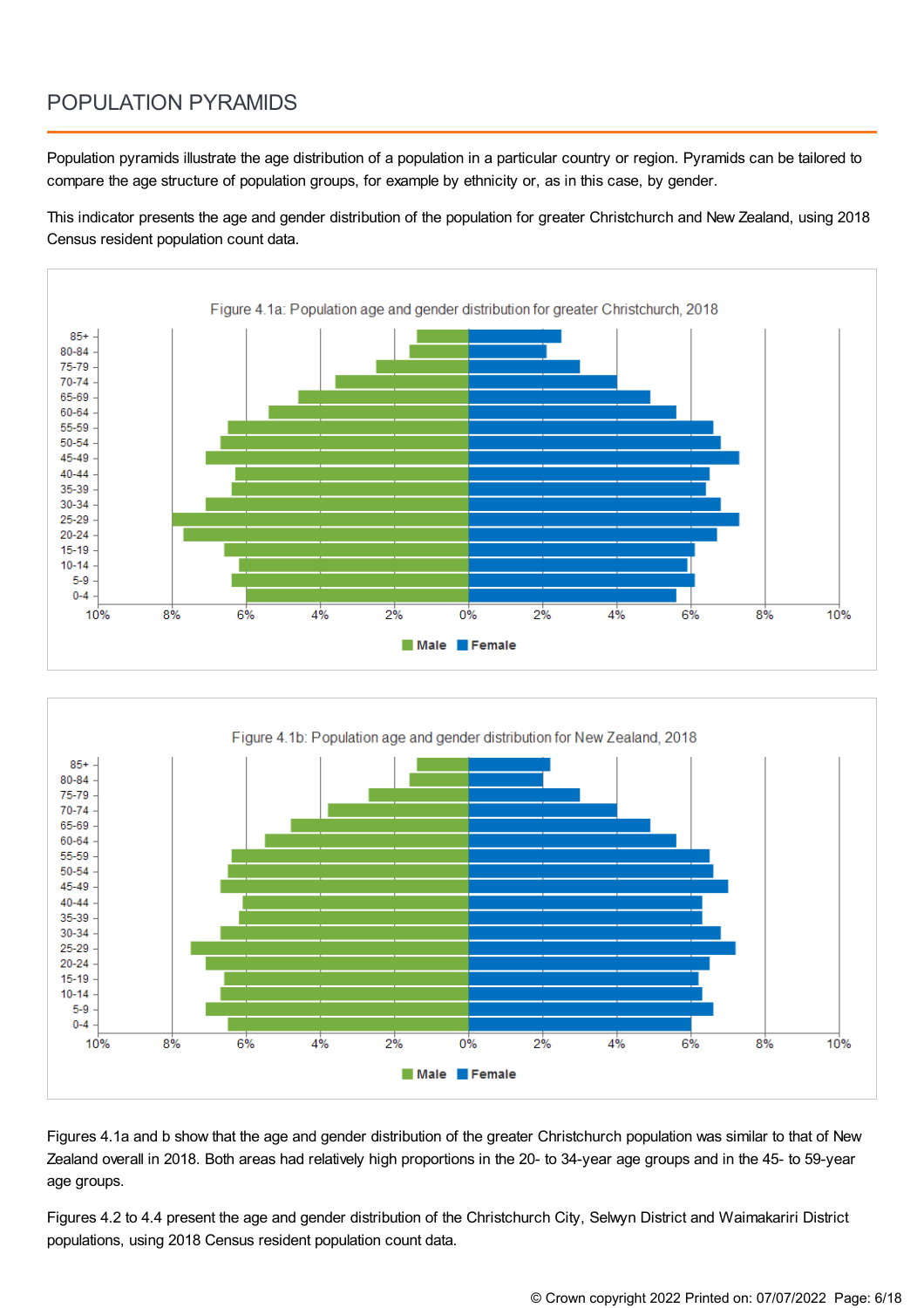# POPULATION PYRAMIDS

Population pyramids illustrate the age distribution of a population in a particular country or region. Pyramids can be tailored to compare the age structure of population groups, for example by ethnicity or, as in this case, by gender.

This indicator presents the age and gender distribution of the population for greater Christchurch and New Zealand, using 2018 Census resident population count data.

Figure 4.1a: Population age and gender distribution for greater Christchurch, 2018

Figure 4.1b: Population age and gender distribution for New Zealand, 2018

Figures 4.1a and b show that the age and gender distribution of the greater Christchurch population was similar to that of New Zealand overall in 2018. Both areas had relatively high proportions in the 20- to 34-year age groups and in the 45- to 59-year age groups.

Figures 4.2 to 4.4 present the age and gender distribution of the Christchurch City, Selwyn District and Waimakariri District populations, using 2018 Census resident population count data.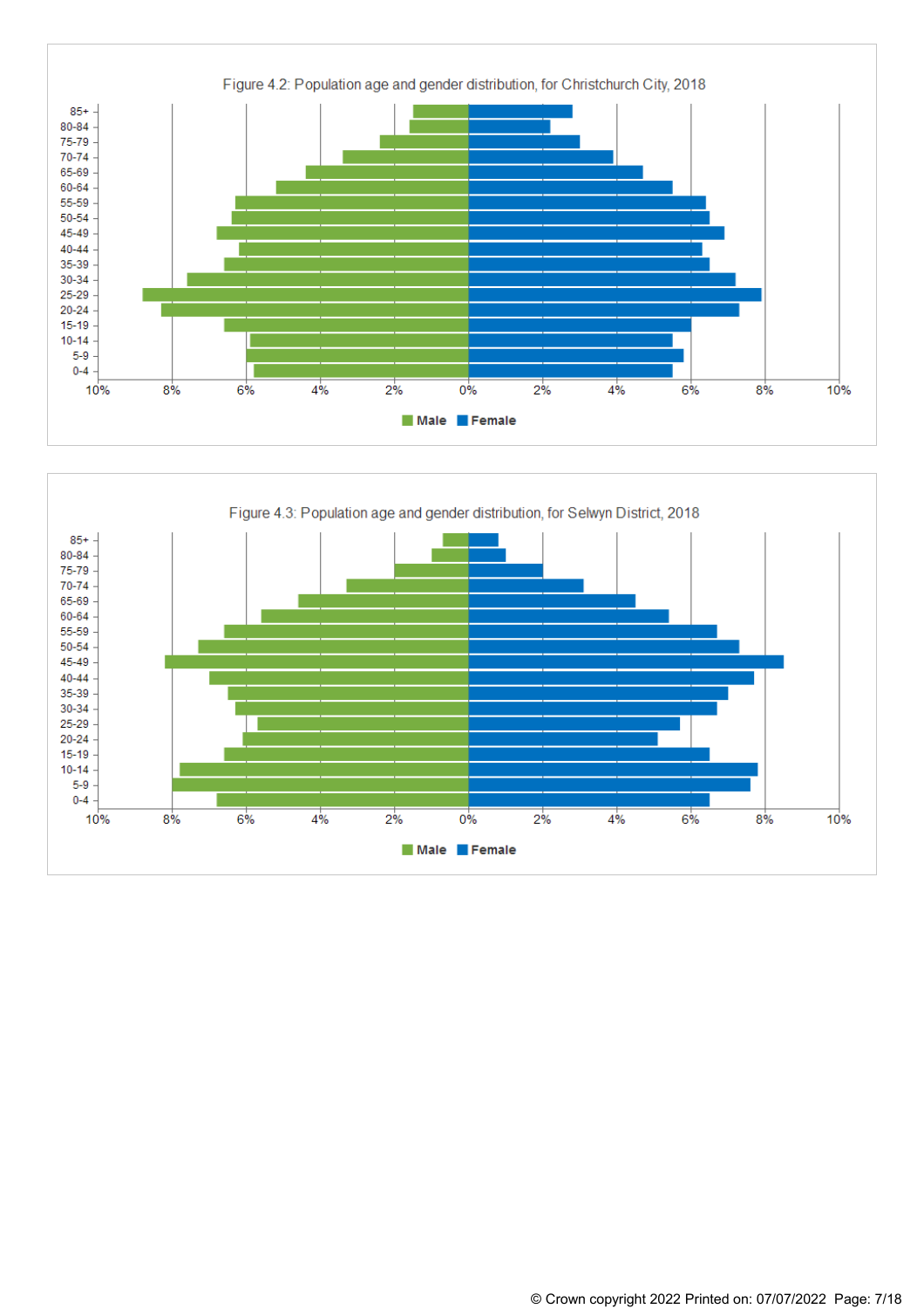Figure 4.2: Population age and gender distribution, for Christchurch City, 2018

Figure 4.3: Population age and gender distribution, for Selwyn District, 2018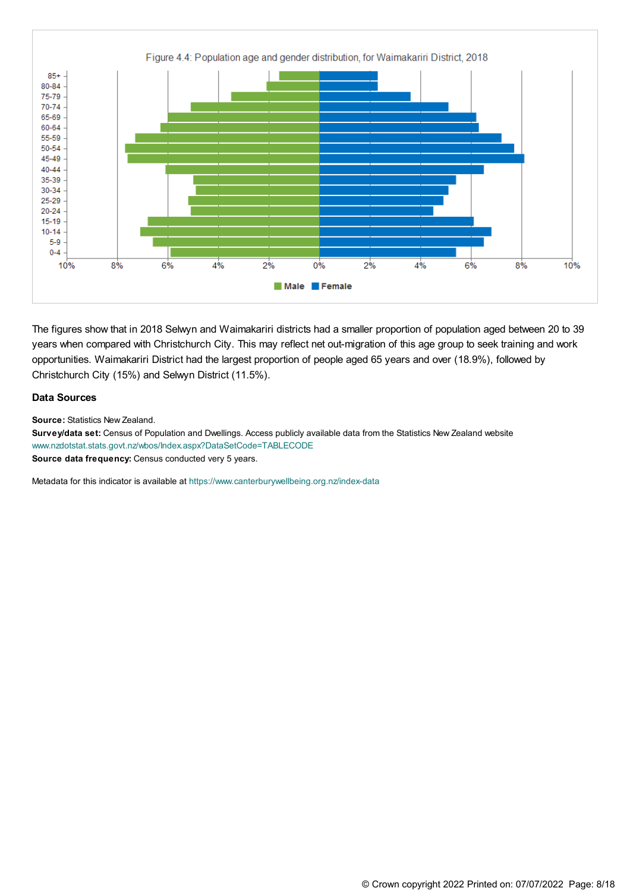Figure 4.4: Population age and gender distribution, for Waimakariri District, 2018

The figures show that in 2018 Selwyn and Waimakariri districts had a smaller proportion of population aged between 20 to 39 years when compared with Christchurch City. This may reflect net out-migration of this age group to seek training and work opportunities. Waimakariri District had the largest proportion of people aged 65 years and over (18.9%), followed by Christchurch City (15%) and Selwyn District (11.5%).

### Data Sources

**Source:** Statistics New Zealand.
**Survey/data set:** Census of Population and Dwellings. Access publicly available data from the Statistics New Zealand website www.nzdotstat.stats.govt.nz/wbos/Index.aspx?DataSetCode=TABLECODE
**Source data frequency:** Census conducted very 5 years.

Metadata for this indicator is available at https://www.canterburywellbeing.org.nz/index-data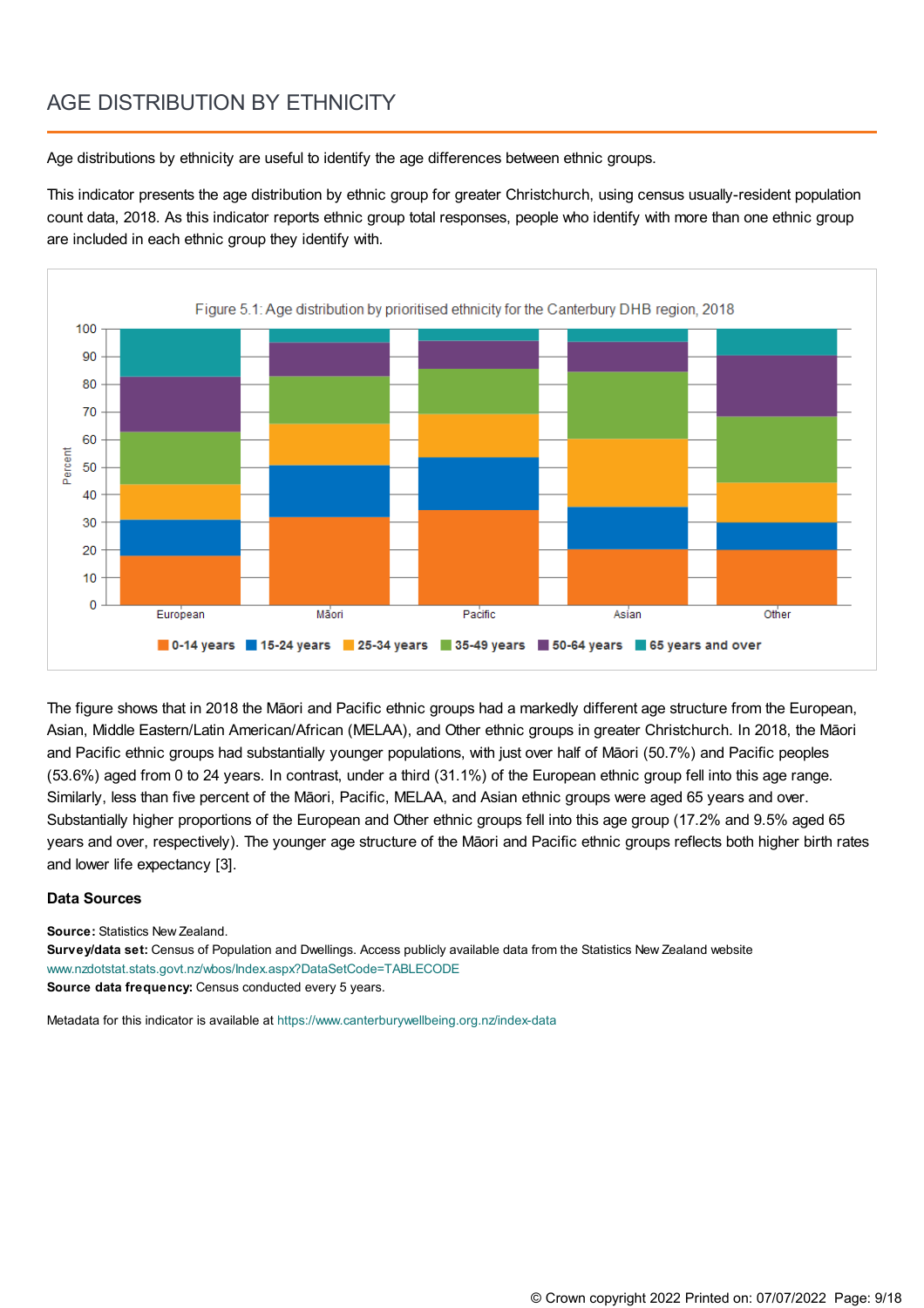# AGE DISTRIBUTION BY ETHNICITY

Age distributions by ethnicity are useful to identify the age differences between ethnic groups.

This indicator presents the age distribution by ethnic group for greater Christchurch, using census usually-resident population count data, 2018. As this indicator reports ethnic group total responses, people who identify with more than one ethnic group are included in each ethnic group they identify with.

Figure 5.1: Age distribution by prioritised ethnicity for the Canterbury DHB region, 2018

The figure shows that in 2018 the Māori and Pacific ethnic groups had a markedly different age structure from the European, Asian, Middle Eastern/Latin American/African (MELAA), and Other ethnic groups in greater Christchurch. In 2018, the Māori and Pacific ethnic groups had substantially younger populations, with just over half of Māori (50.7%) and Pacific peoples (53.6%) aged from 0 to 24 years. In contrast, under a third (31.1%) of the European ethnic group fell into this age range. Similarly, less than five percent of the Māori, Pacific, MELAA, and Asian ethnic groups were aged 65 years and over. Substantially higher proportions of the European and Other ethnic groups fell into this age group (17.2% and 9.5% aged 65 years and over, respectively). The younger age structure of the Māori and Pacific ethnic groups reflects both higher birth rates and lower life expectancy [3].

### Data Sources

**Source:** Statistics New Zealand.
**Survey/data set:** Census of Population and Dwellings. Access publicly available data from the Statistics New Zealand website www.nzdotstat.stats.govt.nz/wbos/Index.aspx?DataSetCode=TABLECODE
**Source data frequency:** Census conducted every 5 years.

Metadata for this indicator is available at https://www.canterburywellbeing.org.nz/index-data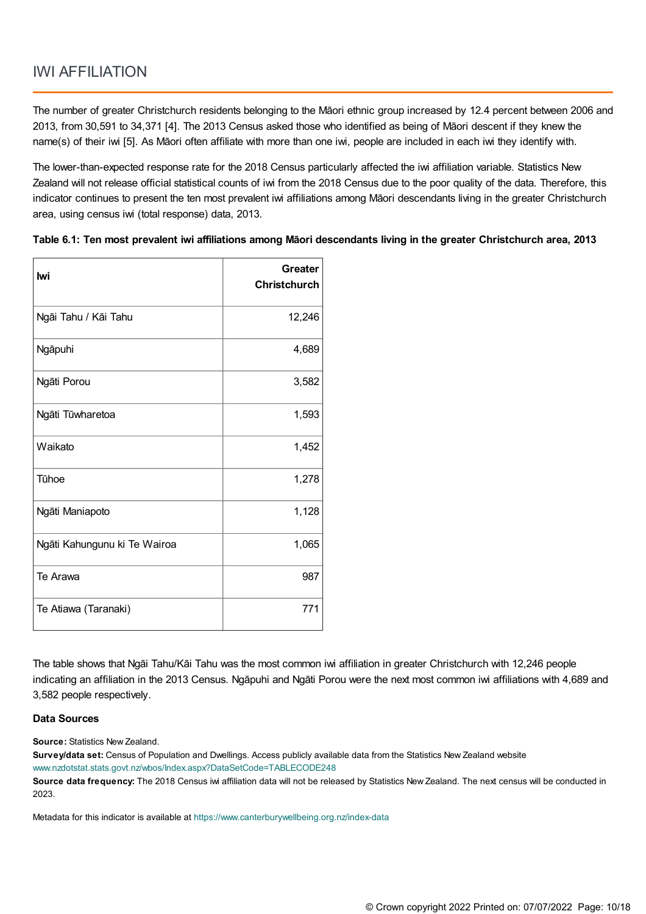# IWI AFFILIATION

The number of greater Christchurch residents belonging to the Māori ethnic group increased by 12.4 percent between 2006 and 2013, from 30,591 to 34,371 [4]. The 2013 Census asked those who identified as being of Māori descent if they knew the name(s) of their iwi [5]. As Māori often affiliate with more than one iwi, people are included in each iwi they identify with.

The lower-than-expected response rate for the 2018 Census particularly affected the iwi affiliation variable. Statistics New Zealand will not release official statistical counts of iwi from the 2018 Census due to the poor quality of the data. Therefore, this indicator continues to present the ten most prevalent iwi affiliations among Māori descendants living in the greater Christchurch area, using census iwi (total response) data, 2013.

**Table 6.1: Ten most prevalent iwi affiliations among Māori descendants living in the greater Christchurch area, 2013**

| Iwi | Greater Christchurch |
|---|---:|
| Ngāi Tahu / Kāi Tahu | 12,246 |
| Ngāpuhi | 4,689 |
| Ngāti Porou | 3,582 |
| Ngāti Tūwharetoa | 1,593 |
| Waikato | 1,452 |
| Tūhoe | 1,278 |
| Ngāti Maniapoto | 1,128 |
| Ngāti Kahungunu ki Te Wairoa | 1,065 |
| Te Arawa | 987 |
| Te Atiawa (Taranaki) | 771 |

The table shows that Ngāi Tahu/Kāi Tahu was the most common iwi affiliation in greater Christchurch with 12,246 people indicating an affiliation in the 2013 Census. Ngāpuhi and Ngāti Porou were the next most common iwi affiliations with 4,689 and 3,582 people respectively.

### Data Sources

**Source:** Statistics New Zealand.
**Survey/data set:** Census of Population and Dwellings. Access publicly available data from the Statistics New Zealand website www.nzdotstat.stats.govt.nz/wbos/Index.aspx?DataSetCode=TABLECODE248
**Source data frequency:** The 2018 Census iwi affiliation data will not be released by Statistics New Zealand. The next census will be conducted in 2023.

Metadata for this indicator is available at https://www.canterburywellbeing.org.nz/index-data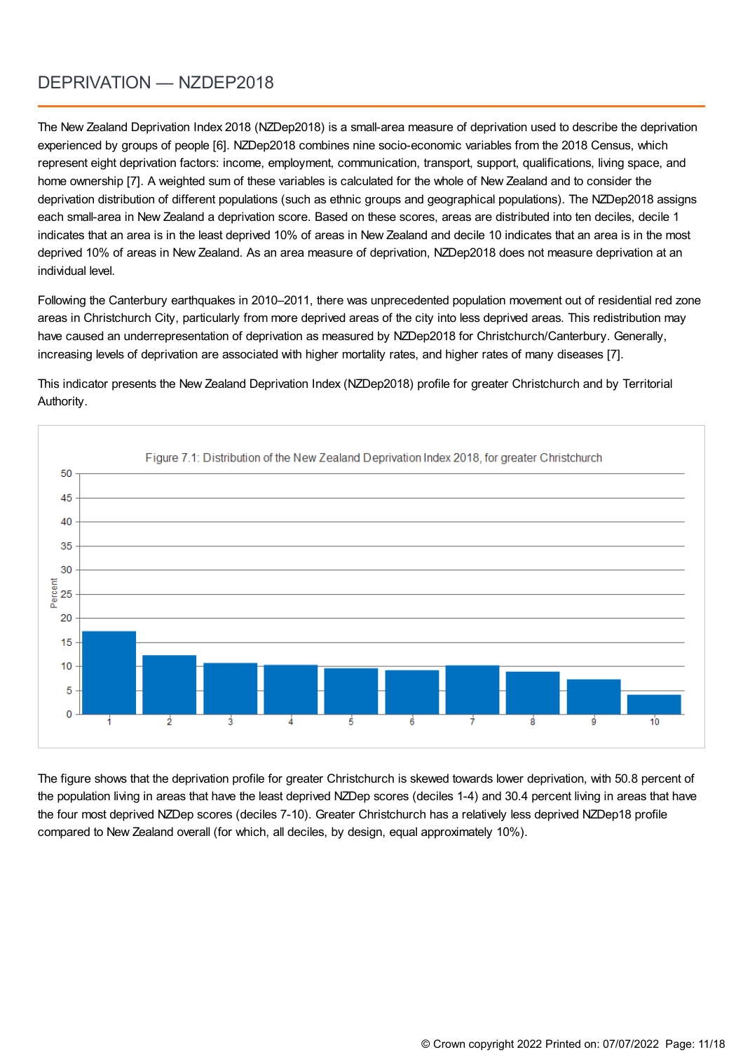# DEPRIVATION — NZDEP2018

The New Zealand Deprivation Index 2018 (NZDep2018) is a small-area measure of deprivation used to describe the deprivation experienced by groups of people [6]. NZDep2018 combines nine socio-economic variables from the 2018 Census, which represent eight deprivation factors: income, employment, communication, transport, support, qualifications, living space, and home ownership [7]. A weighted sum of these variables is calculated for the whole of New Zealand and to consider the deprivation distribution of different populations (such as ethnic groups and geographical populations). The NZDep2018 assigns each small-area in New Zealand a deprivation score. Based on these scores, areas are distributed into ten deciles, decile 1 indicates that an area is in the least deprived 10% of areas in New Zealand and decile 10 indicates that an area is in the most deprived 10% of areas in New Zealand. As an area measure of deprivation, NZDep2018 does not measure deprivation at an individual level.

Following the Canterbury earthquakes in 2010–2011, there was unprecedented population movement out of residential red zone areas in Christchurch City, particularly from more deprived areas of the city into less deprived areas. This redistribution may have caused an underrepresentation of deprivation as measured by NZDep2018 for Christchurch/Canterbury. Generally, increasing levels of deprivation are associated with higher mortality rates, and higher rates of many diseases [7].

This indicator presents the New Zealand Deprivation Index (NZDep2018) profile for greater Christchurch and by Territorial Authority.

Figure 7.1: Distribution of the New Zealand Deprivation Index 2018, for greater Christchurch

The figure shows that the deprivation profile for greater Christchurch is skewed towards lower deprivation, with 50.8 percent of the population living in areas that have the least deprived NZDep scores (deciles 1-4) and 30.4 percent living in areas that have the four most deprived NZDep scores (deciles 7-10). Greater Christchurch has a relatively less deprived NZDep18 profile compared to New Zealand overall (for which, all deciles, by design, equal approximately 10%).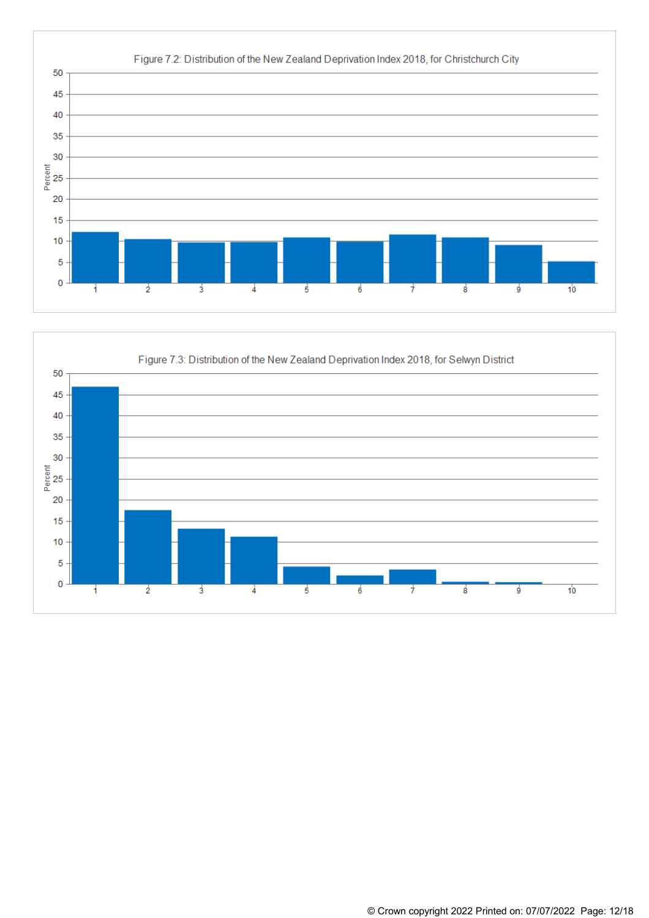Figure 7.2: Distribution of the New Zealand Deprivation Index 2018, for Christchurch City

Figure 7.3: Distribution of the New Zealand Deprivation Index 2018, for Selwyn District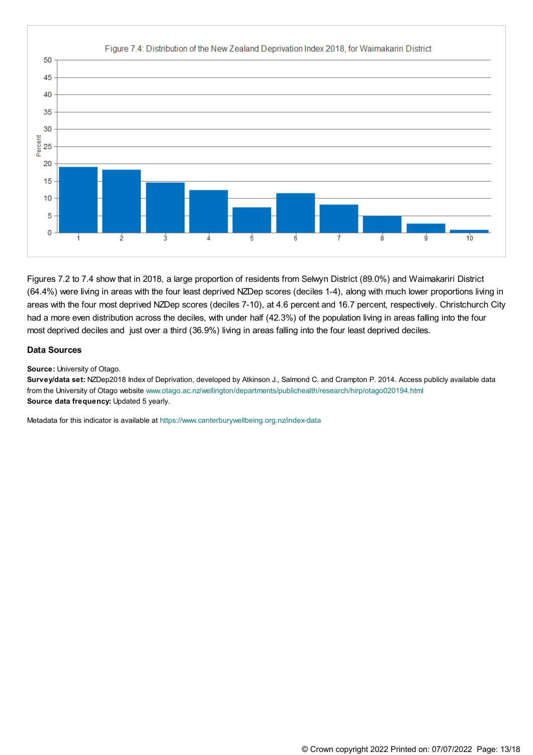Figure 7.4: Distribution of the New Zealand Deprivation Index 2018, for Waimakariri District

Figures 7.2 to 7.4 show that in 2018, a large proportion of residents from Selwyn District (89.0%) and Waimakariri District (64.4%) were living in areas with the four least deprived NZDep scores (deciles 1-4), along with much lower proportions living in areas with the four most deprived NZDep scores (deciles 7-10), at 4.6 percent and 16.7 percent, respectively. Christchurch City had a more even distribution across the deciles, with under half (42.3%) of the population living in areas falling into the four most deprived deciles and just over a third (36.9%) living in areas falling into the four least deprived deciles.

### Data Sources

**Source:** University of Otago.
**Survey/data set:** NZDep2018 Index of Deprivation, developed by Atkinson J., Salmond C. and Crampton P. 2014. Access publicly available data from the University of Otago website www.otago.ac.nz/wellington/departments/publichealth/research/hirp/otago020194.html
**Source data frequency:** Updated 5 yearly.

Metadata for this indicator is available at https://www.canterburywellbeing.org.nz/index-data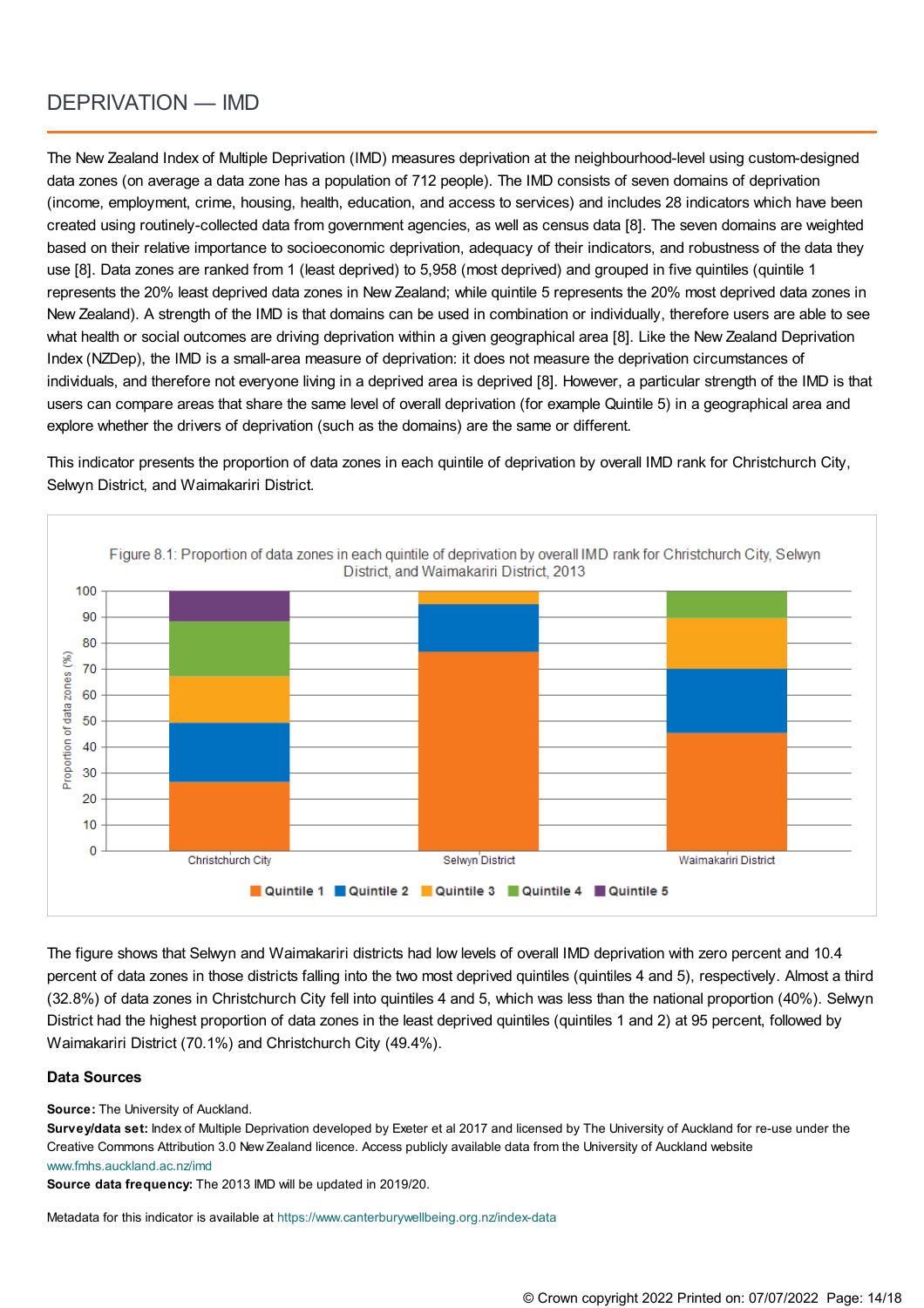## DEPRIVATION — IMD

The New Zealand Index of Multiple Deprivation (IMD) measures deprivation at the neighbourhood-level using custom-designed data zones (on average a data zone has a population of 712 people). The IMD consists of seven domains of deprivation (income, employment, crime, housing, health, education, and access to services) and includes 28 indicators which have been created using routinely-collected data from government agencies, as well as census data [8]. The seven domains are weighted based on their relative importance to socioeconomic deprivation, adequacy of their indicators, and robustness of the data they use [8]. Data zones are ranked from 1 (least deprived) to 5,958 (most deprived) and grouped in five quintiles (quintile 1 represents the 20% least deprived data zones in New Zealand; while quintile 5 represents the 20% most deprived data zones in New Zealand). A strength of the IMD is that domains can be used in combination or individually, therefore users are able to see what health or social outcomes are driving deprivation within a given geographical area [8]. Like the New Zealand Deprivation Index (NZDep), the IMD is a small-area measure of deprivation: it does not measure the deprivation circumstances of individuals, and therefore not everyone living in a deprived area is deprived [8]. However, a particular strength of the IMD is that users can compare areas that share the same level of overall deprivation (for example Quintile 5) in a geographical area and explore whether the drivers of deprivation (such as the domains) are the same or different.

This indicator presents the proportion of data zones in each quintile of deprivation by overall IMD rank for Christchurch City, Selwyn District, and Waimakariri District.

Figure 8.1: Proportion of data zones in each quintile of deprivation by overall IMD rank for Christchurch City, Selwyn District, and Waimakariri District, 2013

The figure shows that Selwyn and Waimakariri districts had low levels of overall IMD deprivation with zero percent and 10.4 percent of data zones in those districts falling into the two most deprived quintiles (quintiles 4 and 5), respectively. Almost a third (32.8%) of data zones in Christchurch City fell into quintiles 4 and 5, which was less than the national proportion (40%). Selwyn District had the highest proportion of data zones in the least deprived quintiles (quintiles 1 and 2) at 95 percent, followed by Waimakariri District (70.1%) and Christchurch City (49.4%).

### Data Sources

**Source:** The University of Auckland.

**Survey/data set:** Index of Multiple Deprivation developed by Exeter et al 2017 and licensed by The University of Auckland for re-use under the Creative Commons Attribution 3.0 New Zealand licence. Access publicly available data from the University of Auckland website www.fmhs.auckland.ac.nz/imd

**Source data frequency:** The 2013 IMD will be updated in 2019/20.

Metadata for this indicator is available at https://www.canterburywellbeing.org.nz/index-data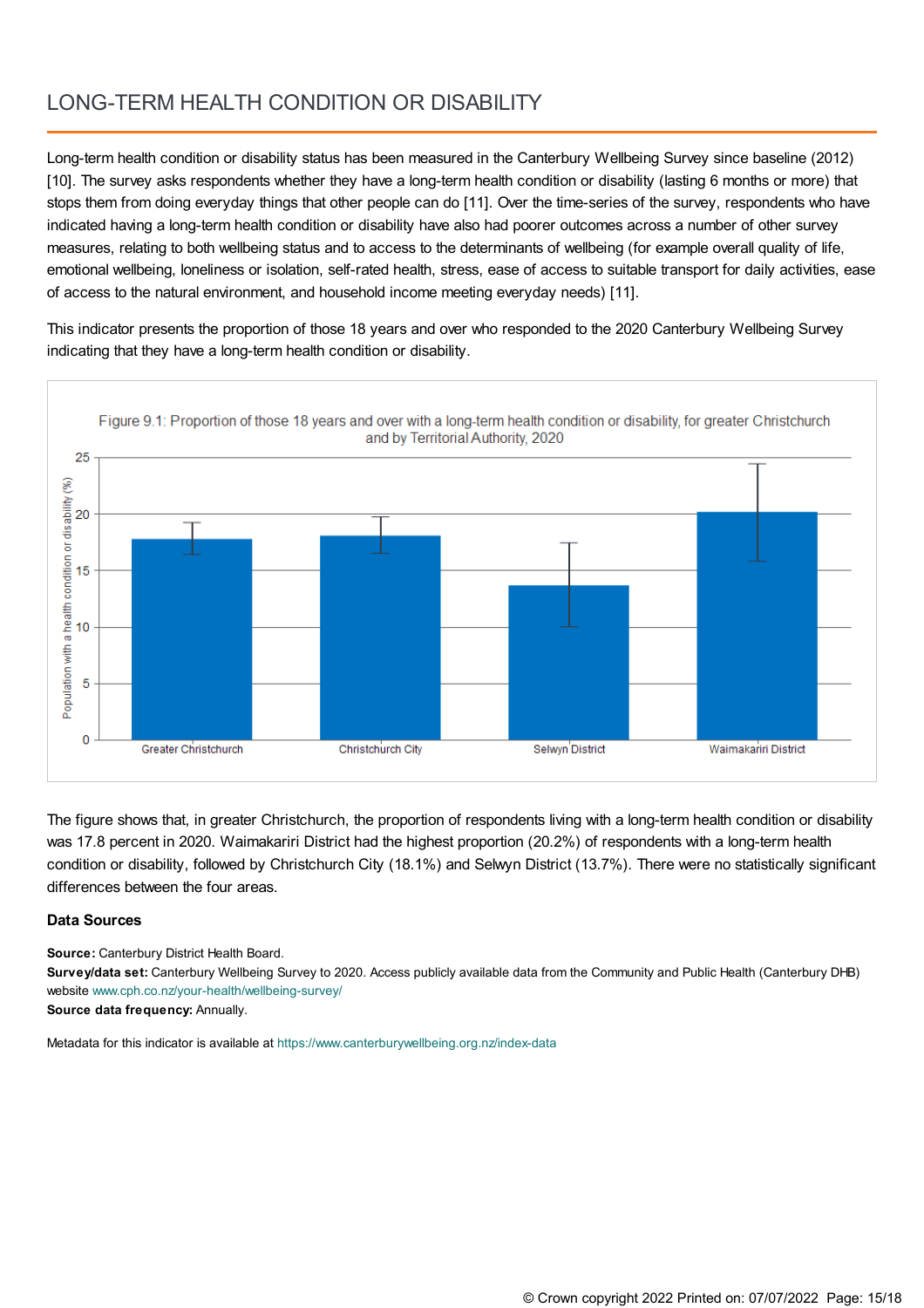# LONG-TERM HEALTH CONDITION OR DISABILITY

Long-term health condition or disability status has been measured in the Canterbury Wellbeing Survey since baseline (2012) [10]. The survey asks respondents whether they have a long-term health condition or disability (lasting 6 months or more) that stops them from doing everyday things that other people can do [11]. Over the time-series of the survey, respondents who have indicated having a long-term health condition or disability have also had poorer outcomes across a number of other survey measures, relating to both wellbeing status and to access to the determinants of wellbeing (for example overall quality of life, emotional wellbeing, loneliness or isolation, self-rated health, stress, ease of access to suitable transport for daily activities, ease of access to the natural environment, and household income meeting everyday needs) [11].

This indicator presents the proportion of those 18 years and over who responded to the 2020 Canterbury Wellbeing Survey indicating that they have a long-term health condition or disability.

Figure 9.1: Proportion of those 18 years and over with a long-term health condition or disability, for greater Christchurch and by Territorial Authority, 2020

The figure shows that, in greater Christchurch, the proportion of respondents living with a long-term health condition or disability was 17.8 percent in 2020. Waimakariri District had the highest proportion (20.2%) of respondents with a long-term health condition or disability, followed by Christchurch City (18.1%) and Selwyn District (13.7%). There were no statistically significant differences between the four areas.

### Data Sources

**Source:** Canterbury District Health Board.
**Survey/data set:** Canterbury Wellbeing Survey to 2020. Access publicly available data from the Community and Public Health (Canterbury DHB) website www.cph.co.nz/your-health/wellbeing-survey/
**Source data frequency:** Annually.

Metadata for this indicator is available at https://www.canterburywellbeing.org.nz/index-data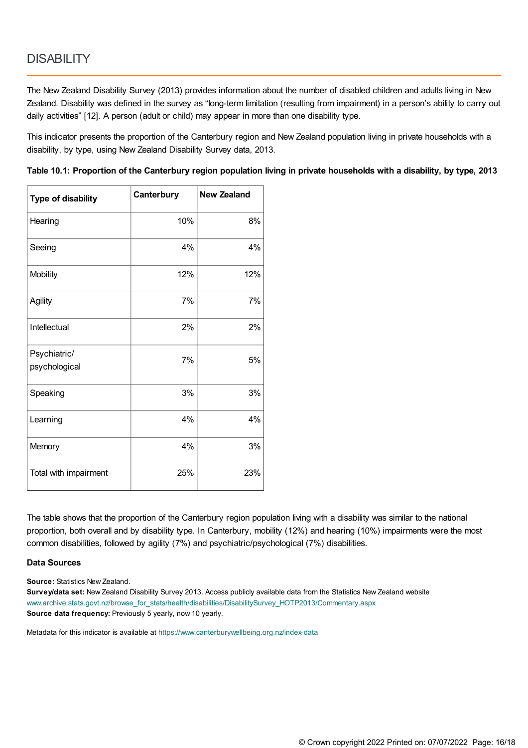# DISABILITY

The New Zealand Disability Survey (2013) provides information about the number of disabled children and adults living in New Zealand. Disability was defined in the survey as "long-term limitation (resulting from impairment) in a person's ability to carry out daily activities" [12]. A person (adult or child) may appear in more than one disability type.

This indicator presents the proportion of the Canterbury region and New Zealand population living in private households with a disability, by type, using New Zealand Disability Survey data, 2013.

**Table 10.1: Proportion of the Canterbury region population living in private households with a disability, by type, 2013**

| Type of disability | Canterbury | New Zealand |
|---|---|---|
| Hearing | 10% | 8% |
| Seeing | 4% | 4% |
| Mobility | 12% | 12% |
| Agility | 7% | 7% |
| Intellectual | 2% | 2% |
| Psychiatric/ psychological | 7% | 5% |
| Speaking | 3% | 3% |
| Learning | 4% | 4% |
| Memory | 4% | 3% |
| Total with impairment | 25% | 23% |

The table shows that the proportion of the Canterbury region population living with a disability was similar to the national proportion, both overall and by disability type. In Canterbury, mobility (12%) and hearing (10%) impairments were the most common disabilities, followed by agility (7%) and psychiatric/psychological (7%) disabilities.

**Data Sources**

**Source:** Statistics New Zealand.
**Survey/data set:** New Zealand Disability Survey 2013. Access publicly available data from the Statistics New Zealand website www.archive.stats.govt.nz/browse_for_stats/health/disabilities/DisabilitySurvey_HOTP2013/Commentary.aspx
**Source data frequency:** Previously 5 yearly, now 10 yearly.

Metadata for this indicator is available at https://www.canterburywellbeing.org.nz/index-data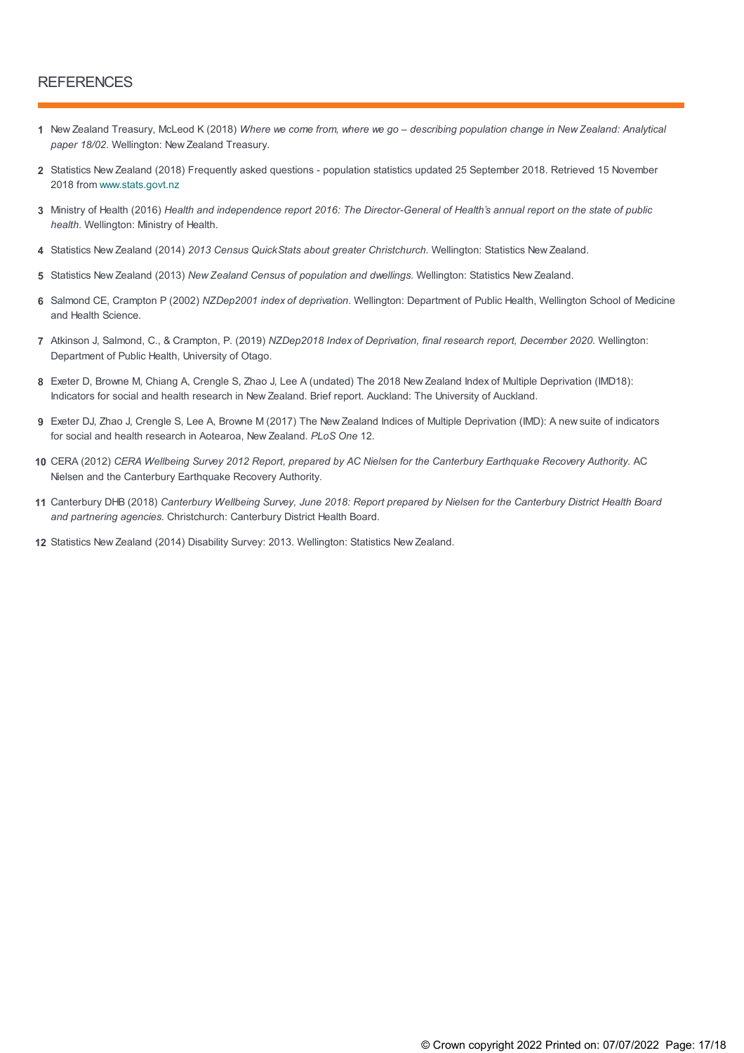## REFERENCES

1. New Zealand Treasury, McLeod K (2018) *Where we come from, where we go – describing population change in New Zealand: Analytical paper 18/02.* Wellington: New Zealand Treasury.
2. Statistics New Zealand (2018) Frequently asked questions - population statistics updated 25 September 2018. Retrieved 15 November 2018 from www.stats.govt.nz
3. Ministry of Health (2016) *Health and independence report 2016: The Director-General of Health's annual report on the state of public health.* Wellington: Ministry of Health.
4. Statistics New Zealand (2014) *2013 Census QuickStats about greater Christchurch.* Wellington: Statistics New Zealand.
5. Statistics New Zealand (2013) *New Zealand Census of population and dwellings.* Wellington: Statistics New Zealand.
6. Salmond CE, Crampton P (2002) *NZDep2001 index of deprivation.* Wellington: Department of Public Health, Wellington School of Medicine and Health Science.
7. Atkinson J, Salmond, C., & Crampton, P. (2019) *NZDep2018 Index of Deprivation, final research report, December 2020.* Wellington: Department of Public Health, University of Otago.
8. Exeter D, Browne M, Chiang A, Crengle S, Zhao J, Lee A (undated) The 2018 New Zealand Index of Multiple Deprivation (IMD18): Indicators for social and health research in New Zealand. Brief report. Auckland: The University of Auckland.
9. Exeter DJ, Zhao J, Crengle S, Lee A, Browne M (2017) The New Zealand Indices of Multiple Deprivation (IMD): A new suite of indicators for social and health research in Aotearoa, New Zealand. *PLoS One* 12.
10. CERA (2012) *CERA Wellbeing Survey 2012 Report, prepared by AC Nielsen for the Canterbury Earthquake Recovery Authority.* AC Nielsen and the Canterbury Earthquake Recovery Authority.
11. Canterbury DHB (2018) *Canterbury Wellbeing Survey, June 2018: Report prepared by Nielsen for the Canterbury District Health Board and partnering agencies.* Christchurch: Canterbury District Health Board.
12. Statistics New Zealand (2014) Disability Survey: 2013. Wellington: Statistics New Zealand.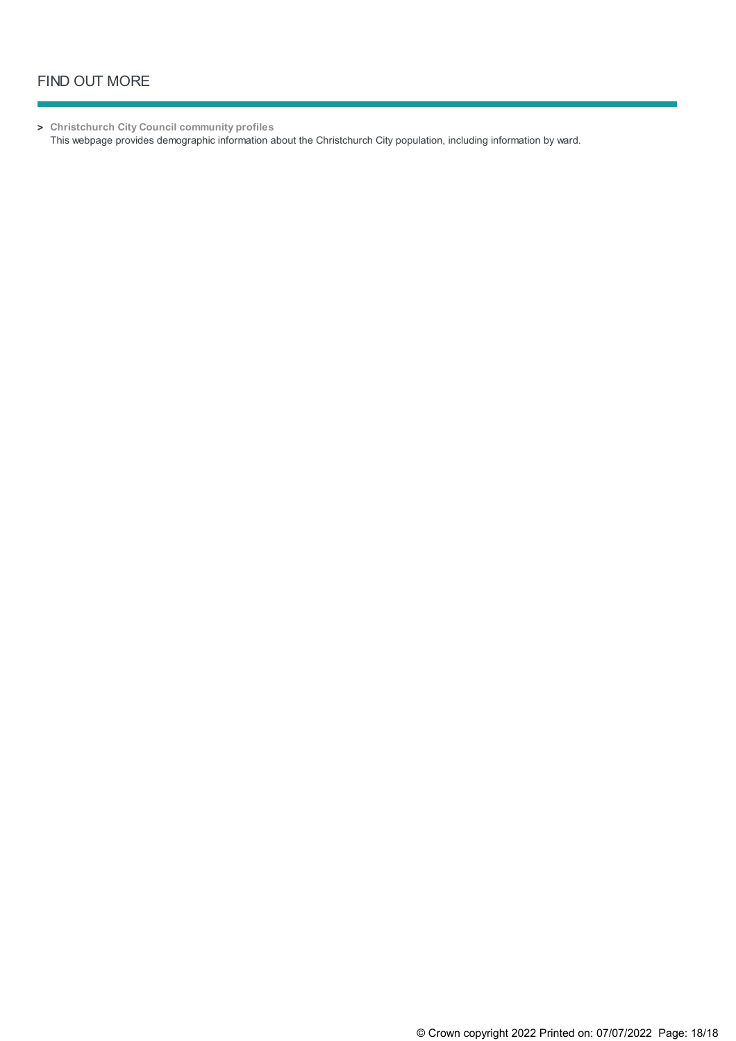## FIND OUT MORE

> **Christchurch City Council community profiles**
> This webpage provides demographic information about the Christchurch City population, including information by ward.

© Crown copyright 2022 Printed on: 07/07/2022